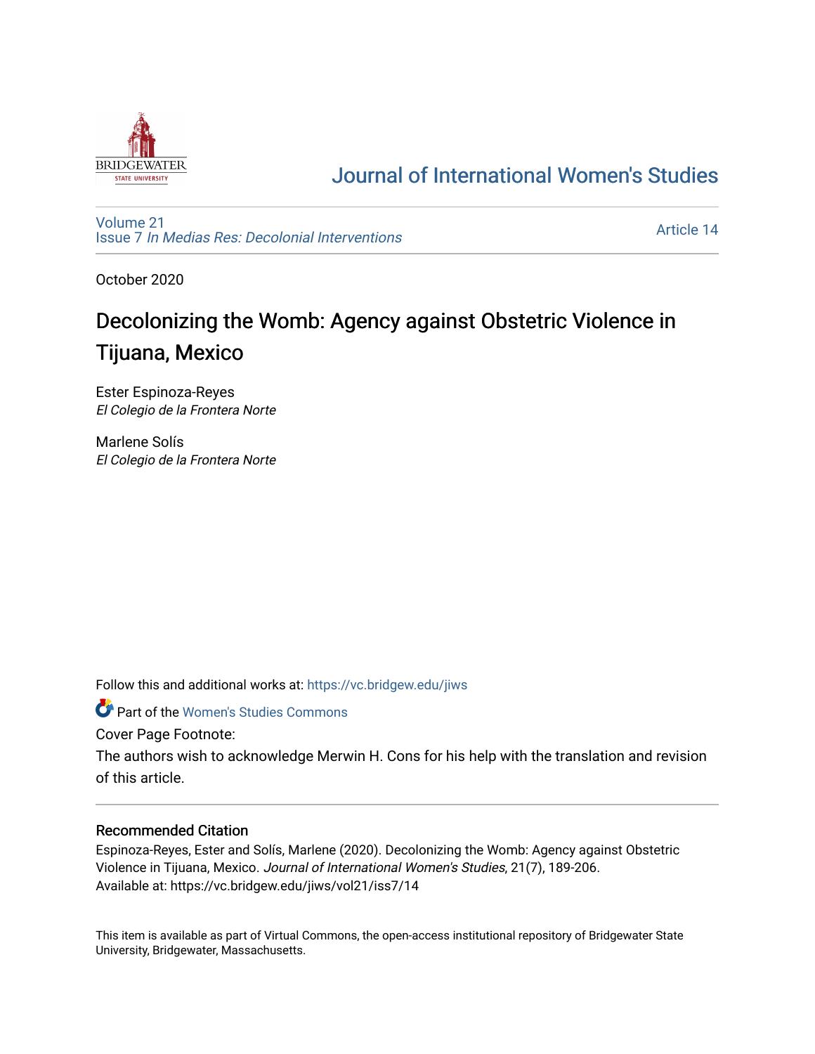Journal of International Women's Studies

Volume 21
Issue 7 *In Medias Res: Decolonial Interventions*

Article 14

October 2020

# Decolonizing the Womb: Agency against Obstetric Violence in Tijuana, Mexico

Ester Espinoza-Reyes
*El Colegio de la Frontera Norte*

Marlene Solís
*El Colegio de la Frontera Norte*

Follow this and additional works at: https://vc.bridgew.edu/jiws

Part of the Women's Studies Commons

Cover Page Footnote:

The authors wish to acknowledge Merwin H. Cons for his help with the translation and revision of this article.

## Recommended Citation

Espinoza-Reyes, Ester and Solís, Marlene (2020). Decolonizing the Womb: Agency against Obstetric Violence in Tijuana, Mexico. *Journal of International Women's Studies*, 21(7), 189-206.
Available at: https://vc.bridgew.edu/jiws/vol21/iss7/14

This item is available as part of Virtual Commons, the open-access institutional repository of Bridgewater State University, Bridgewater, Massachusetts.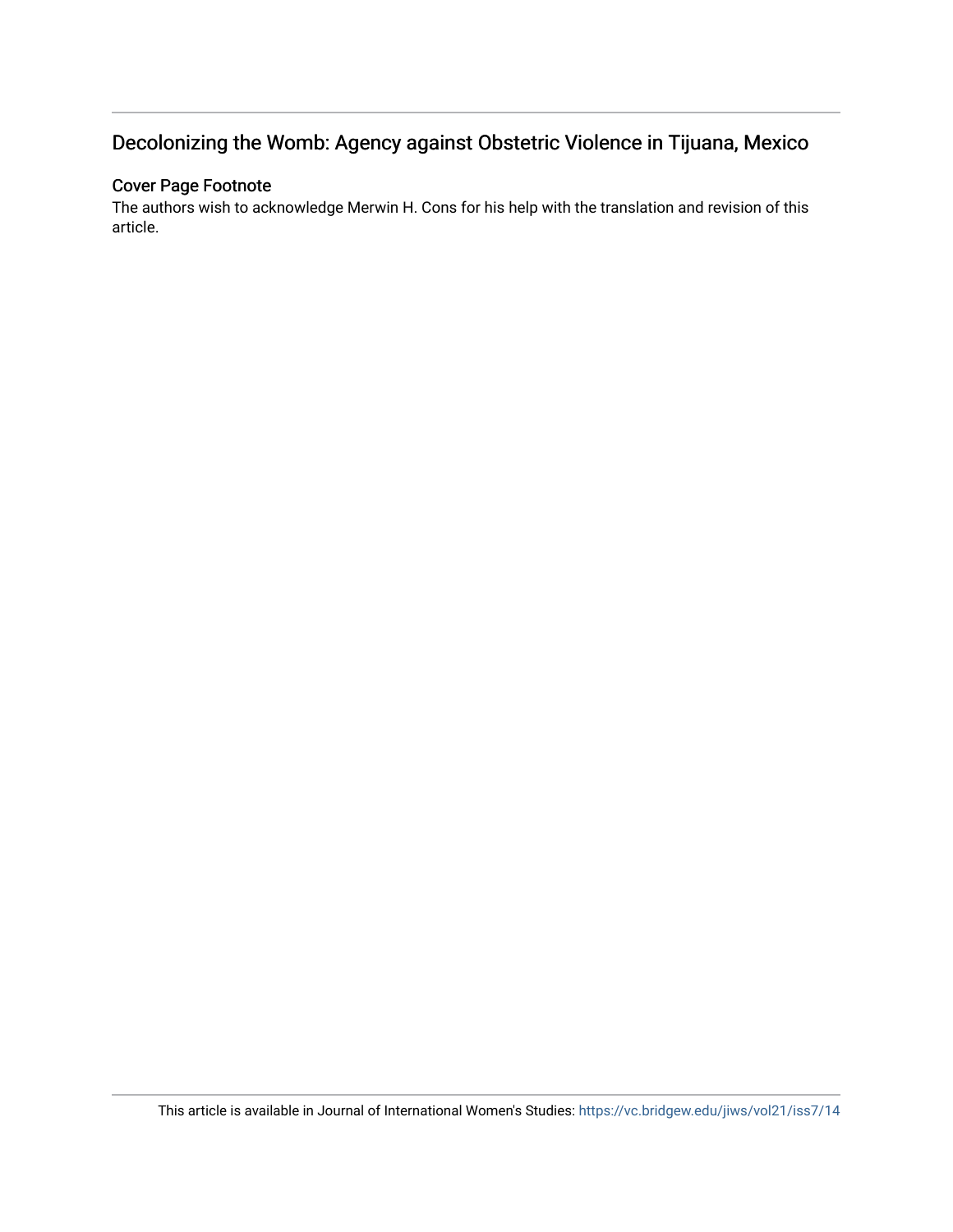# Decolonizing the Womb: Agency against Obstetric Violence in Tijuana, Mexico

## Cover Page Footnote

The authors wish to acknowledge Merwin H. Cons for his help with the translation and revision of this article.

This article is available in Journal of International Women's Studies: https://vc.bridgew.edu/jiws/vol21/iss7/14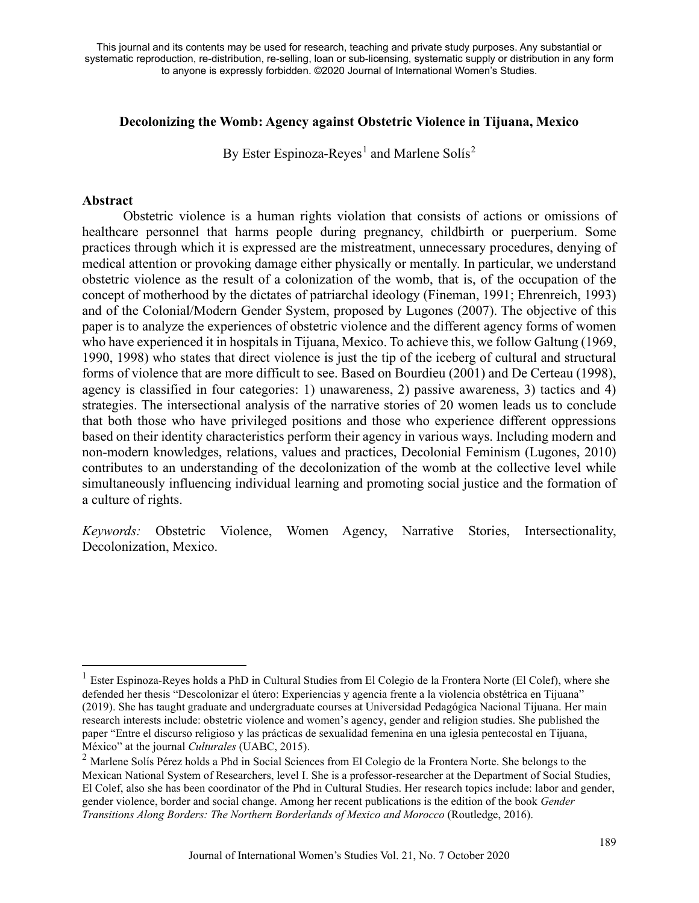This journal and its contents may be used for research, teaching and private study purposes. Any substantial or systematic reproduction, re-distribution, re-selling, loan or sub-licensing, systematic supply or distribution in any form to anyone is expressly forbidden. ©2020 Journal of International Women's Studies.

# Decolonizing the Womb: Agency against Obstetric Violence in Tijuana, Mexico

By Ester Espinoza-Reyes[1] and Marlene Solís[2]

## Abstract

Obstetric violence is a human rights violation that consists of actions or omissions of healthcare personnel that harms people during pregnancy, childbirth or puerperium. Some practices through which it is expressed are the mistreatment, unnecessary procedures, denying of medical attention or provoking damage either physically or mentally. In particular, we understand obstetric violence as the result of a colonization of the womb, that is, of the occupation of the concept of motherhood by the dictates of patriarchal ideology (Fineman, 1991; Ehrenreich, 1993) and of the Colonial/Modern Gender System, proposed by Lugones (2007). The objective of this paper is to analyze the experiences of obstetric violence and the different agency forms of women who have experienced it in hospitals in Tijuana, Mexico. To achieve this, we follow Galtung (1969, 1990, 1998) who states that direct violence is just the tip of the iceberg of cultural and structural forms of violence that are more difficult to see. Based on Bourdieu (2001) and De Certeau (1998), agency is classified in four categories: 1) unawareness, 2) passive awareness, 3) tactics and 4) strategies. The intersectional analysis of the narrative stories of 20 women leads us to conclude that both those who have privileged positions and those who experience different oppressions based on their identity characteristics perform their agency in various ways. Including modern and non-modern knowledges, relations, values and practices, Decolonial Feminism (Lugones, 2010) contributes to an understanding of the decolonization of the womb at the collective level while simultaneously influencing individual learning and promoting social justice and the formation of a culture of rights.

*Keywords:* Obstetric Violence, Women Agency, Narrative Stories, Intersectionality, Decolonization, Mexico.

---

[1] Ester Espinoza-Reyes holds a PhD in Cultural Studies from El Colegio de la Frontera Norte (El Colef), where she defended her thesis "Descolonizar el útero: Experiencias y agencia frente a la violencia obstétrica en Tijuana" (2019). She has taught graduate and undergraduate courses at Universidad Pedagógica Nacional Tijuana. Her main research interests include: obstetric violence and women's agency, gender and religion studies. She published the paper "Entre el discurso religioso y las prácticas de sexualidad femenina en una iglesia pentecostal en Tijuana, México" at the journal *Culturales* (UABC, 2015).

[2] Marlene Solís Pérez holds a Phd in Social Sciences from El Colegio de la Frontera Norte. She belongs to the Mexican National System of Researchers, level I. She is a professor-researcher at the Department of Social Studies, El Colef, also she has been coordinator of the Phd in Cultural Studies. Her research topics include: labor and gender, gender violence, border and social change. Among her recent publications is the edition of the book *Gender Transitions Along Borders: The Northern Borderlands of Mexico and Morocco* (Routledge, 2016).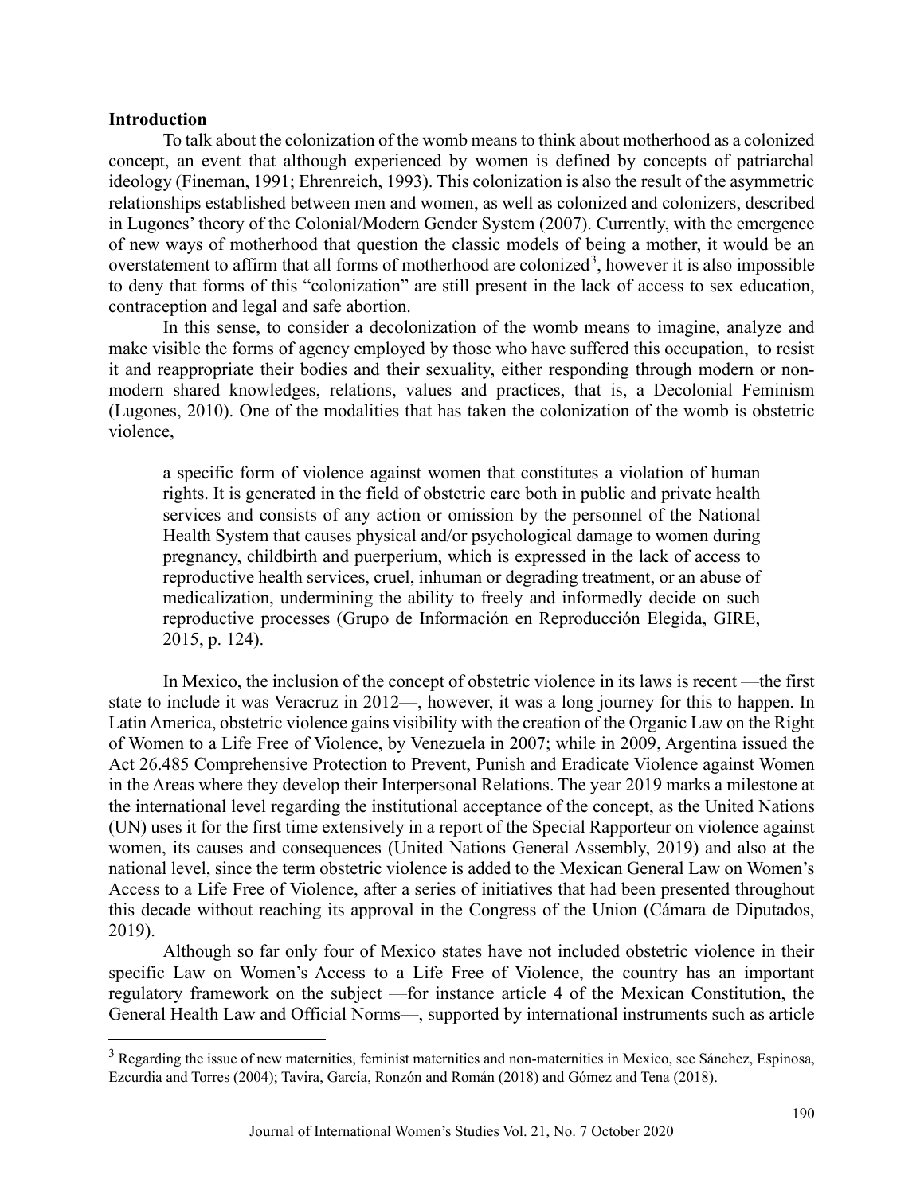**Introduction**

To talk about the colonization of the womb means to think about motherhood as a colonized concept, an event that although experienced by women is defined by concepts of patriarchal ideology (Fineman, 1991; Ehrenreich, 1993). This colonization is also the result of the asymmetric relationships established between men and women, as well as colonized and colonizers, described in Lugones' theory of the Colonial/Modern Gender System (2007). Currently, with the emergence of new ways of motherhood that question the classic models of being a mother, it would be an overstatement to affirm that all forms of motherhood are colonized[3], however it is also impossible to deny that forms of this "colonization" are still present in the lack of access to sex education, contraception and legal and safe abortion.

In this sense, to consider a decolonization of the womb means to imagine, analyze and make visible the forms of agency employed by those who have suffered this occupation, to resist it and reappropriate their bodies and their sexuality, either responding through modern or non-modern shared knowledges, relations, values and practices, that is, a Decolonial Feminism (Lugones, 2010). One of the modalities that has taken the colonization of the womb is obstetric violence,

> a specific form of violence against women that constitutes a violation of human rights. It is generated in the field of obstetric care both in public and private health services and consists of any action or omission by the personnel of the National Health System that causes physical and/or psychological damage to women during pregnancy, childbirth and puerperium, which is expressed in the lack of access to reproductive health services, cruel, inhuman or degrading treatment, or an abuse of medicalization, undermining the ability to freely and informedly decide on such reproductive processes (Grupo de Información en Reproducción Elegida, GIRE, 2015, p. 124).

In Mexico, the inclusion of the concept of obstetric violence in its laws is recent —the first state to include it was Veracruz in 2012—, however, it was a long journey for this to happen. In Latin America, obstetric violence gains visibility with the creation of the Organic Law on the Right of Women to a Life Free of Violence, by Venezuela in 2007; while in 2009, Argentina issued the Act 26.485 Comprehensive Protection to Prevent, Punish and Eradicate Violence against Women in the Areas where they develop their Interpersonal Relations. The year 2019 marks a milestone at the international level regarding the institutional acceptance of the concept, as the United Nations (UN) uses it for the first time extensively in a report of the Special Rapporteur on violence against women, its causes and consequences (United Nations General Assembly, 2019) and also at the national level, since the term obstetric violence is added to the Mexican General Law on Women's Access to a Life Free of Violence, after a series of initiatives that had been presented throughout this decade without reaching its approval in the Congress of the Union (Cámara de Diputados, 2019).

Although so far only four of Mexico states have not included obstetric violence in their specific Law on Women's Access to a Life Free of Violence, the country has an important regulatory framework on the subject —for instance article 4 of the Mexican Constitution, the General Health Law and Official Norms—, supported by international instruments such as article

---

[3] Regarding the issue of new maternities, feminist maternities and non-maternities in Mexico, see Sánchez, Espinosa, Ezcurdia and Torres (2004); Tavira, García, Ronzón and Román (2018) and Gómez and Tena (2018).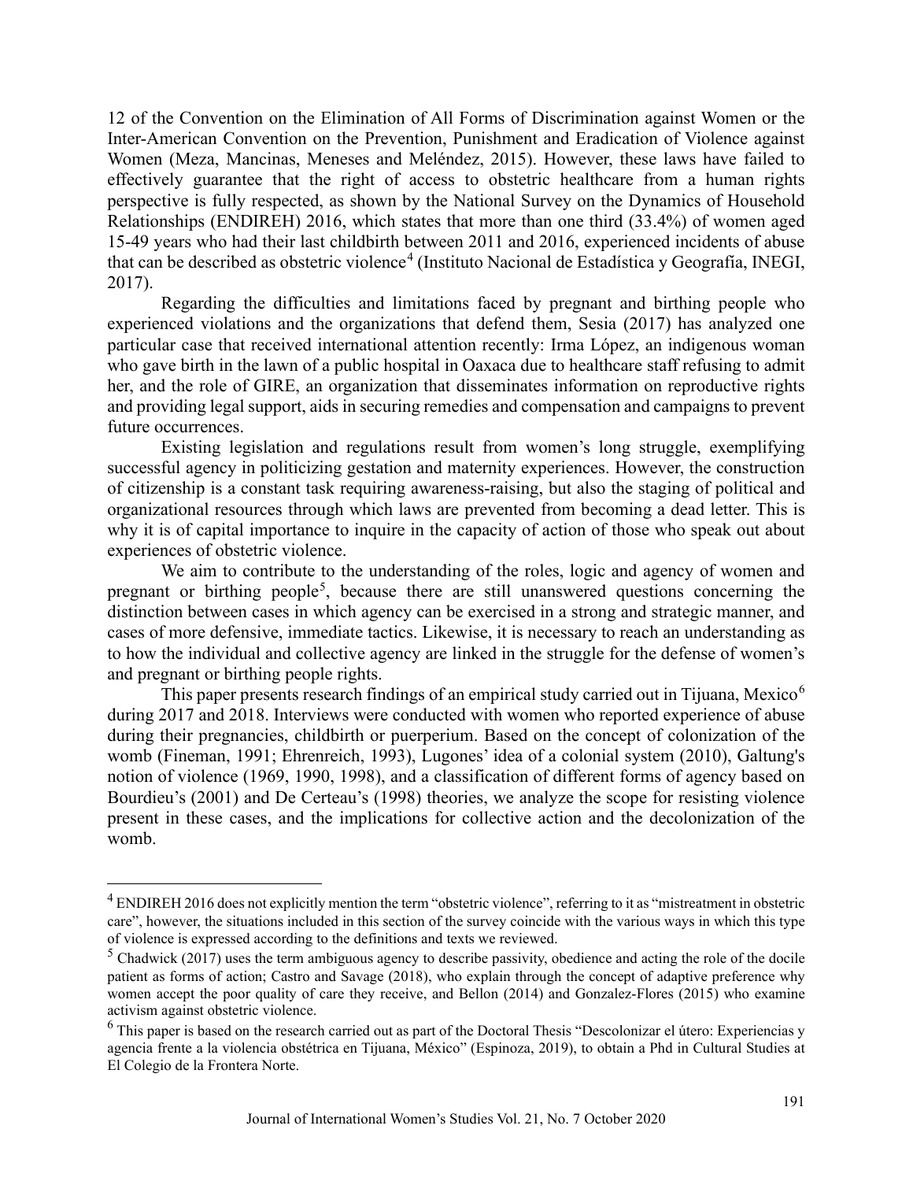12 of the Convention on the Elimination of All Forms of Discrimination against Women or the Inter-American Convention on the Prevention, Punishment and Eradication of Violence against Women (Meza, Mancinas, Meneses and Meléndez, 2015). However, these laws have failed to effectively guarantee that the right of access to obstetric healthcare from a human rights perspective is fully respected, as shown by the National Survey on the Dynamics of Household Relationships (ENDIREH) 2016, which states that more than one third (33.4%) of women aged 15-49 years who had their last childbirth between 2011 and 2016, experienced incidents of abuse that can be described as obstetric violence[4] (Instituto Nacional de Estadística y Geografía, INEGI, 2017).

Regarding the difficulties and limitations faced by pregnant and birthing people who experienced violations and the organizations that defend them, Sesia (2017) has analyzed one particular case that received international attention recently: Irma López, an indigenous woman who gave birth in the lawn of a public hospital in Oaxaca due to healthcare staff refusing to admit her, and the role of GIRE, an organization that disseminates information on reproductive rights and providing legal support, aids in securing remedies and compensation and campaigns to prevent future occurrences.

Existing legislation and regulations result from women's long struggle, exemplifying successful agency in politicizing gestation and maternity experiences. However, the construction of citizenship is a constant task requiring awareness-raising, but also the staging of political and organizational resources through which laws are prevented from becoming a dead letter. This is why it is of capital importance to inquire in the capacity of action of those who speak out about experiences of obstetric violence.

We aim to contribute to the understanding of the roles, logic and agency of women and pregnant or birthing people[5], because there are still unanswered questions concerning the distinction between cases in which agency can be exercised in a strong and strategic manner, and cases of more defensive, immediate tactics. Likewise, it is necessary to reach an understanding as to how the individual and collective agency are linked in the struggle for the defense of women's and pregnant or birthing people rights.

This paper presents research findings of an empirical study carried out in Tijuana, Mexico[6] during 2017 and 2018. Interviews were conducted with women who reported experience of abuse during their pregnancies, childbirth or puerperium. Based on the concept of colonization of the womb (Fineman, 1991; Ehrenreich, 1993), Lugones' idea of a colonial system (2010), Galtung's notion of violence (1969, 1990, 1998), and a classification of different forms of agency based on Bourdieu's (2001) and De Certeau's (1998) theories, we analyze the scope for resisting violence present in these cases, and the implications for collective action and the decolonization of the womb.

---

[4] ENDIREH 2016 does not explicitly mention the term "obstetric violence", referring to it as "mistreatment in obstetric care", however, the situations included in this section of the survey coincide with the various ways in which this type of violence is expressed according to the definitions and texts we reviewed.

[5] Chadwick (2017) uses the term ambiguous agency to describe passivity, obedience and acting the role of the docile patient as forms of action; Castro and Savage (2018), who explain through the concept of adaptive preference why women accept the poor quality of care they receive, and Bellon (2014) and Gonzalez-Flores (2015) who examine activism against obstetric violence.

[6] This paper is based on the research carried out as part of the Doctoral Thesis "Descolonizar el útero: Experiencias y agencia frente a la violencia obstétrica en Tijuana, México" (Espinoza, 2019), to obtain a Phd in Cultural Studies at El Colegio de la Frontera Norte.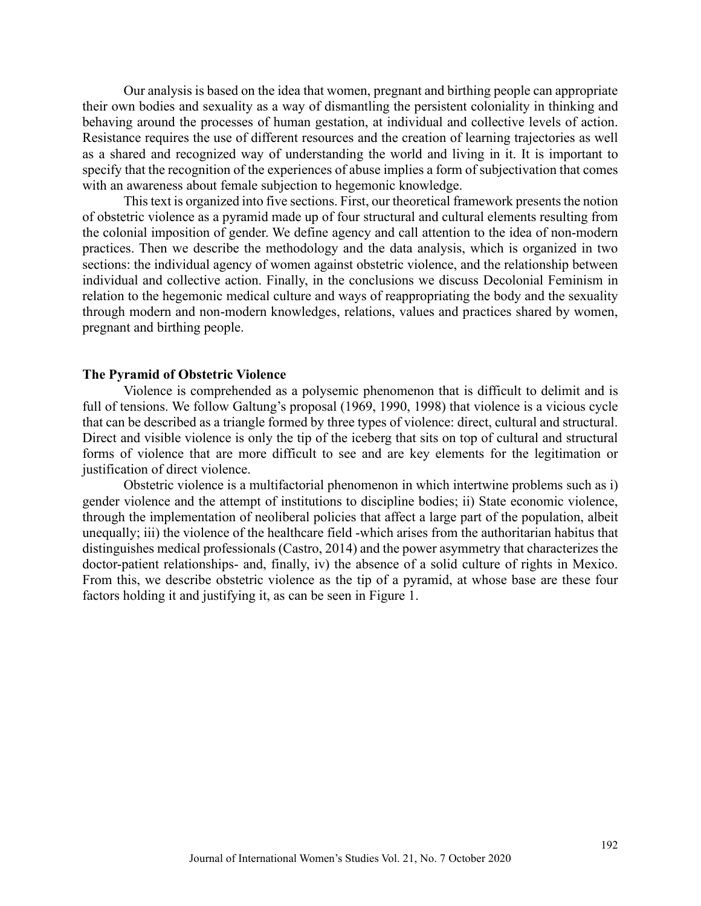Our analysis is based on the idea that women, pregnant and birthing people can appropriate their own bodies and sexuality as a way of dismantling the persistent coloniality in thinking and behaving around the processes of human gestation, at individual and collective levels of action. Resistance requires the use of different resources and the creation of learning trajectories as well as a shared and recognized way of understanding the world and living in it. It is important to specify that the recognition of the experiences of abuse implies a form of subjectivation that comes with an awareness about female subjection to hegemonic knowledge.

This text is organized into five sections. First, our theoretical framework presents the notion of obstetric violence as a pyramid made up of four structural and cultural elements resulting from the colonial imposition of gender. We define agency and call attention to the idea of non-modern practices. Then we describe the methodology and the data analysis, which is organized in two sections: the individual agency of women against obstetric violence, and the relationship between individual and collective action. Finally, in the conclusions we discuss Decolonial Feminism in relation to the hegemonic medical culture and ways of reappropriating the body and the sexuality through modern and non-modern knowledges, relations, values and practices shared by women, pregnant and birthing people.

## The Pyramid of Obstetric Violence

Violence is comprehended as a polysemic phenomenon that is difficult to delimit and is full of tensions. We follow Galtung's proposal (1969, 1990, 1998) that violence is a vicious cycle that can be described as a triangle formed by three types of violence: direct, cultural and structural. Direct and visible violence is only the tip of the iceberg that sits on top of cultural and structural forms of violence that are more difficult to see and are key elements for the legitimation or justification of direct violence.

Obstetric violence is a multifactorial phenomenon in which intertwine problems such as i) gender violence and the attempt of institutions to discipline bodies; ii) State economic violence, through the implementation of neoliberal policies that affect a large part of the population, albeit unequally; iii) the violence of the healthcare field -which arises from the authoritarian habitus that distinguishes medical professionals (Castro, 2014) and the power asymmetry that characterizes the doctor-patient relationships- and, finally, iv) the absence of a solid culture of rights in Mexico. From this, we describe obstetric violence as the tip of a pyramid, at whose base are these four factors holding it and justifying it, as can be seen in Figure 1.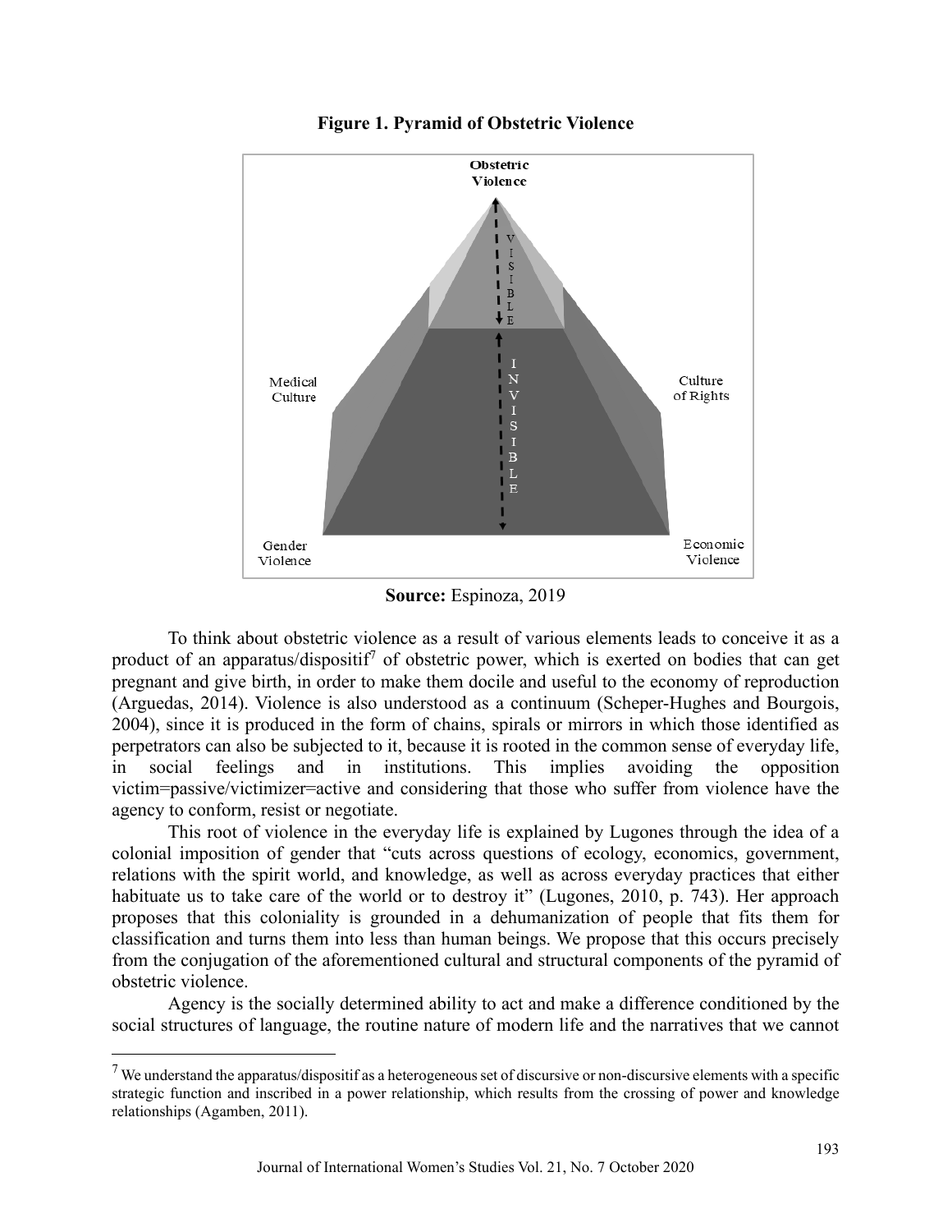**Figure 1. Pyramid of Obstetric Violence**

**Source:** Espinoza, 2019

To think about obstetric violence as a result of various elements leads to conceive it as a product of an apparatus/dispositif[7] of obstetric power, which is exerted on bodies that can get pregnant and give birth, in order to make them docile and useful to the economy of reproduction (Arguedas, 2014). Violence is also understood as a continuum (Scheper-Hughes and Bourgois, 2004), since it is produced in the form of chains, spirals or mirrors in which those identified as perpetrators can also be subjected to it, because it is rooted in the common sense of everyday life, in social feelings and in institutions. This implies avoiding the opposition victim=passive/victimizer=active and considering that those who suffer from violence have the agency to conform, resist or negotiate.

This root of violence in the everyday life is explained by Lugones through the idea of a colonial imposition of gender that "cuts across questions of ecology, economics, government, relations with the spirit world, and knowledge, as well as across everyday practices that either habituate us to take care of the world or to destroy it" (Lugones, 2010, p. 743). Her approach proposes that this coloniality is grounded in a dehumanization of people that fits them for classification and turns them into less than human beings. We propose that this occurs precisely from the conjugation of the aforementioned cultural and structural components of the pyramid of obstetric violence.

Agency is the socially determined ability to act and make a difference conditioned by the social structures of language, the routine nature of modern life and the narratives that we cannot

---

[7] We understand the apparatus/dispositif as a heterogeneous set of discursive or non-discursive elements with a specific strategic function and inscribed in a power relationship, which results from the crossing of power and knowledge relationships (Agamben, 2011).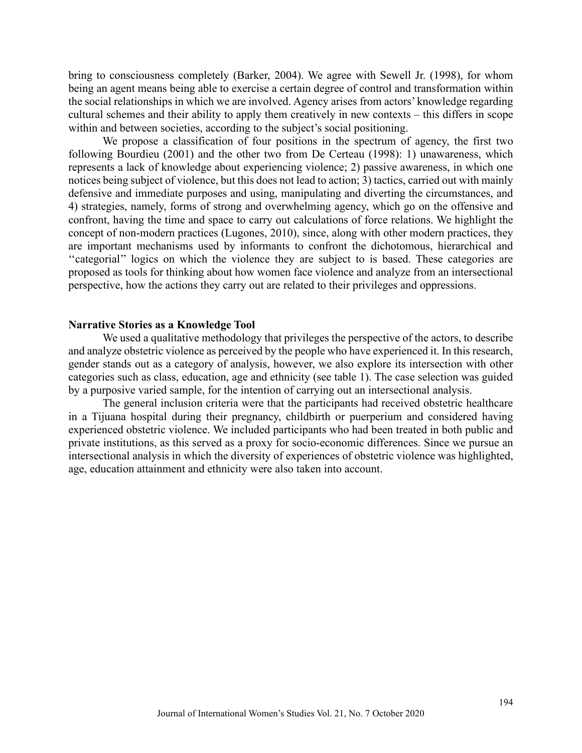bring to consciousness completely (Barker, 2004). We agree with Sewell Jr. (1998), for whom being an agent means being able to exercise a certain degree of control and transformation within the social relationships in which we are involved. Agency arises from actors' knowledge regarding cultural schemes and their ability to apply them creatively in new contexts – this differs in scope within and between societies, according to the subject's social positioning.

We propose a classification of four positions in the spectrum of agency, the first two following Bourdieu (2001) and the other two from De Certeau (1998): 1) unawareness, which represents a lack of knowledge about experiencing violence; 2) passive awareness, in which one notices being subject of violence, but this does not lead to action; 3) tactics, carried out with mainly defensive and immediate purposes and using, manipulating and diverting the circumstances, and 4) strategies, namely, forms of strong and overwhelming agency, which go on the offensive and confront, having the time and space to carry out calculations of force relations. We highlight the concept of non-modern practices (Lugones, 2010), since, along with other modern practices, they are important mechanisms used by informants to confront the dichotomous, hierarchical and ''categorial'' logics on which the violence they are subject to is based. These categories are proposed as tools for thinking about how women face violence and analyze from an intersectional perspective, how the actions they carry out are related to their privileges and oppressions.

## Narrative Stories as a Knowledge Tool

We used a qualitative methodology that privileges the perspective of the actors, to describe and analyze obstetric violence as perceived by the people who have experienced it. In this research, gender stands out as a category of analysis, however, we also explore its intersection with other categories such as class, education, age and ethnicity (see table 1). The case selection was guided by a purposive varied sample, for the intention of carrying out an intersectional analysis.

The general inclusion criteria were that the participants had received obstetric healthcare in a Tijuana hospital during their pregnancy, childbirth or puerperium and considered having experienced obstetric violence. We included participants who had been treated in both public and private institutions, as this served as a proxy for socio-economic differences. Since we pursue an intersectional analysis in which the diversity of experiences of obstetric violence was highlighted, age, education attainment and ethnicity were also taken into account.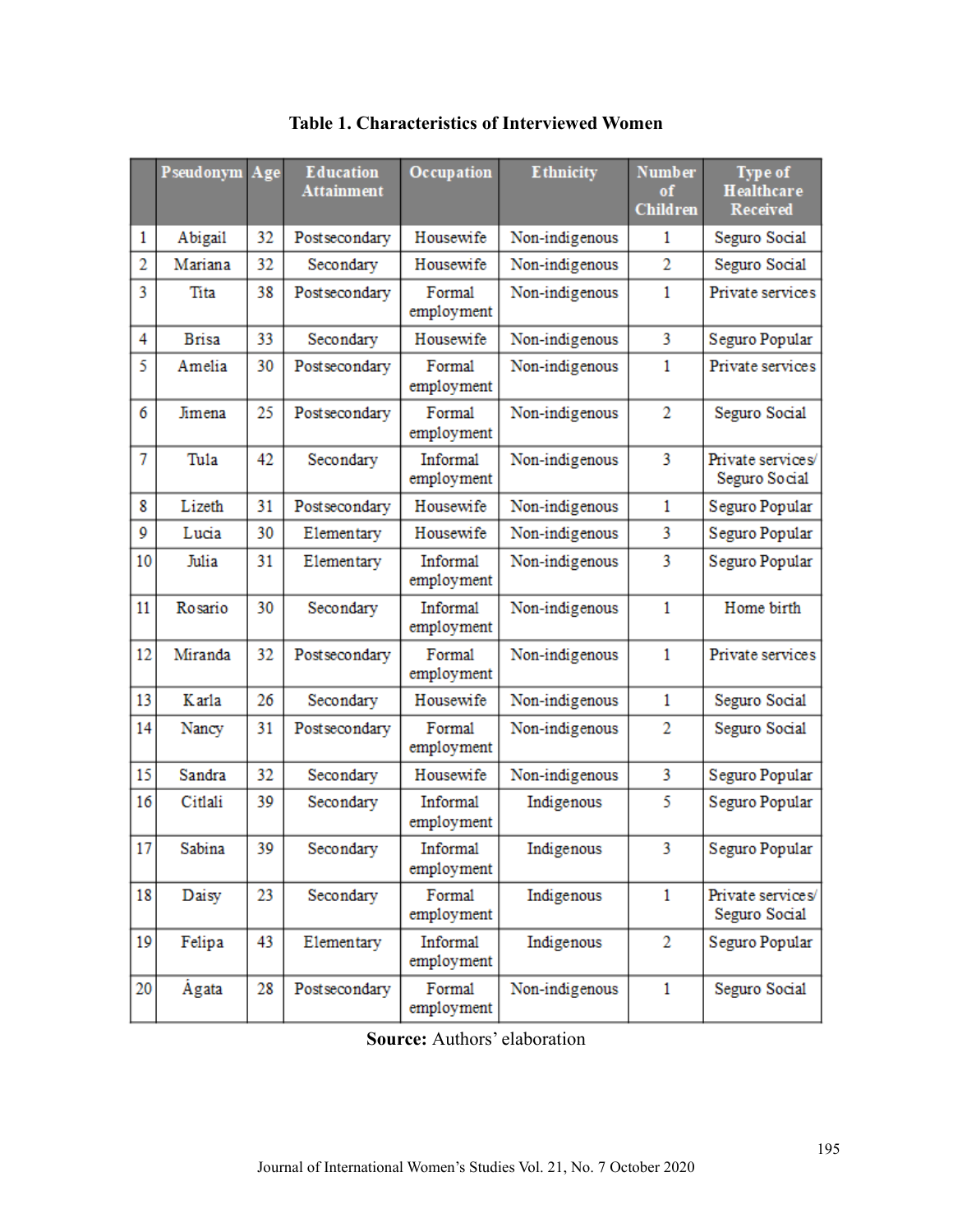**Table 1. Characteristics of Interviewed Women**

| | Pseudonym | Age | Education Attainment | Occupation | Ethnicity | Number of Children | Type of Healthcare Received |
|---|---|---|---|---|---|---|---|
| 1 | Abigail | 32 | Postsecondary | Housewife | Non-indigenous | 1 | Seguro Social |
| 2 | Mariana | 32 | Secondary | Housewife | Non-indigenous | 2 | Seguro Social |
| 3 | Tita | 38 | Postsecondary | Formal employment | Non-indigenous | 1 | Private services |
| 4 | Brisa | 33 | Secondary | Housewife | Non-indigenous | 3 | Seguro Popular |
| 5 | Amelia | 30 | Postsecondary | Formal employment | Non-indigenous | 1 | Private services |
| 6 | Jimena | 25 | Postsecondary | Formal employment | Non-indigenous | 2 | Seguro Social |
| 7 | Tula | 42 | Secondary | Informal employment | Non-indigenous | 3 | Private services/ Seguro Social |
| 8 | Lizeth | 31 | Postsecondary | Housewife | Non-indigenous | 1 | Seguro Popular |
| 9 | Lucia | 30 | Elementary | Housewife | Non-indigenous | 3 | Seguro Popular |
| 10 | Julia | 31 | Elementary | Informal employment | Non-indigenous | 3 | Seguro Popular |
| 11 | Rosario | 30 | Secondary | Informal employment | Non-indigenous | 1 | Home birth |
| 12 | Miranda | 32 | Postsecondary | Formal employment | Non-indigenous | 1 | Private services |
| 13 | Karla | 26 | Secondary | Housewife | Non-indigenous | 1 | Seguro Social |
| 14 | Nancy | 31 | Postsecondary | Formal employment | Non-indigenous | 2 | Seguro Social |
| 15 | Sandra | 32 | Secondary | Housewife | Non-indigenous | 3 | Seguro Popular |
| 16 | Citlali | 39 | Secondary | Informal employment | Indigenous | 5 | Seguro Popular |
| 17 | Sabina | 39 | Secondary | Informal employment | Indigenous | 3 | Seguro Popular |
| 18 | Daisy | 23 | Secondary | Formal employment | Indigenous | 1 | Private services/ Seguro Social |
| 19 | Felipa | 43 | Elementary | Informal employment | Indigenous | 2 | Seguro Popular |
| 20 | Ágata | 28 | Postsecondary | Formal employment | Non-indigenous | 1 | Seguro Social |

**Source:** Authors' elaboration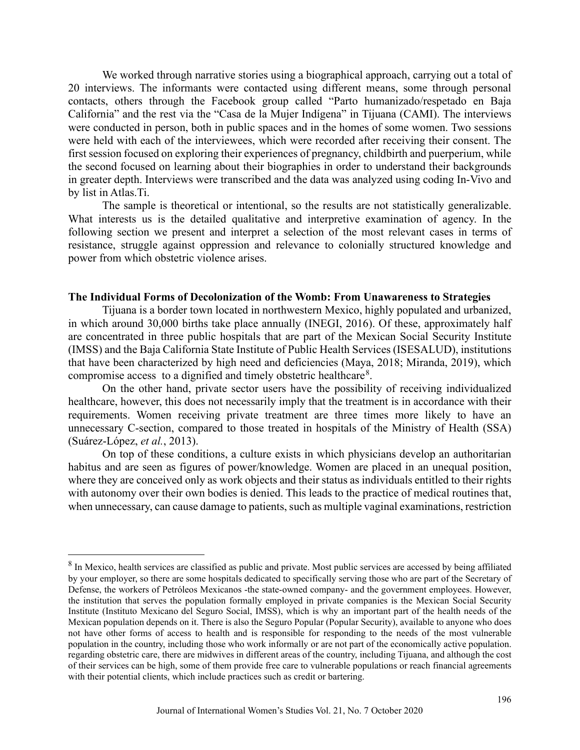We worked through narrative stories using a biographical approach, carrying out a total of 20 interviews. The informants were contacted using different means, some through personal contacts, others through the Facebook group called "Parto humanizado/respetado en Baja California" and the rest via the "Casa de la Mujer Indígena" in Tijuana (CAMI). The interviews were conducted in person, both in public spaces and in the homes of some women. Two sessions were held with each of the interviewees, which were recorded after receiving their consent. The first session focused on exploring their experiences of pregnancy, childbirth and puerperium, while the second focused on learning about their biographies in order to understand their backgrounds in greater depth. Interviews were transcribed and the data was analyzed using coding In-Vivo and by list in Atlas.Ti.

The sample is theoretical or intentional, so the results are not statistically generalizable. What interests us is the detailed qualitative and interpretive examination of agency. In the following section we present and interpret a selection of the most relevant cases in terms of resistance, struggle against oppression and relevance to colonially structured knowledge and power from which obstetric violence arises.

## The Individual Forms of Decolonization of the Womb: From Unawareness to Strategies

Tijuana is a border town located in northwestern Mexico, highly populated and urbanized, in which around 30,000 births take place annually (INEGI, 2016). Of these, approximately half are concentrated in three public hospitals that are part of the Mexican Social Security Institute (IMSS) and the Baja California State Institute of Public Health Services (ISESALUD), institutions that have been characterized by high need and deficiencies (Maya, 2018; Miranda, 2019), which compromise access to a dignified and timely obstetric healthcare[8].

On the other hand, private sector users have the possibility of receiving individualized healthcare, however, this does not necessarily imply that the treatment is in accordance with their requirements. Women receiving private treatment are three times more likely to have an unnecessary C-section, compared to those treated in hospitals of the Ministry of Health (SSA) (Suárez-López, *et al.*, 2013).

On top of these conditions, a culture exists in which physicians develop an authoritarian habitus and are seen as figures of power/knowledge. Women are placed in an unequal position, where they are conceived only as work objects and their status as individuals entitled to their rights with autonomy over their own bodies is denied. This leads to the practice of medical routines that, when unnecessary, can cause damage to patients, such as multiple vaginal examinations, restriction

---

[8] In Mexico, health services are classified as public and private. Most public services are accessed by being affiliated by your employer, so there are some hospitals dedicated to specifically serving those who are part of the Secretary of Defense, the workers of Petróleos Mexicanos -the state-owned company- and the government employees. However, the institution that serves the population formally employed in private companies is the Mexican Social Security Institute (Instituto Mexicano del Seguro Social, IMSS), which is why an important part of the health needs of the Mexican population depends on it. There is also the Seguro Popular (Popular Security), available to anyone who does not have other forms of access to health and is responsible for responding to the needs of the most vulnerable population in the country, including those who work informally or are not part of the economically active population. regarding obstetric care, there are midwives in different areas of the country, including Tijuana, and although the cost of their services can be high, some of them provide free care to vulnerable populations or reach financial agreements with their potential clients, which include practices such as credit or bartering.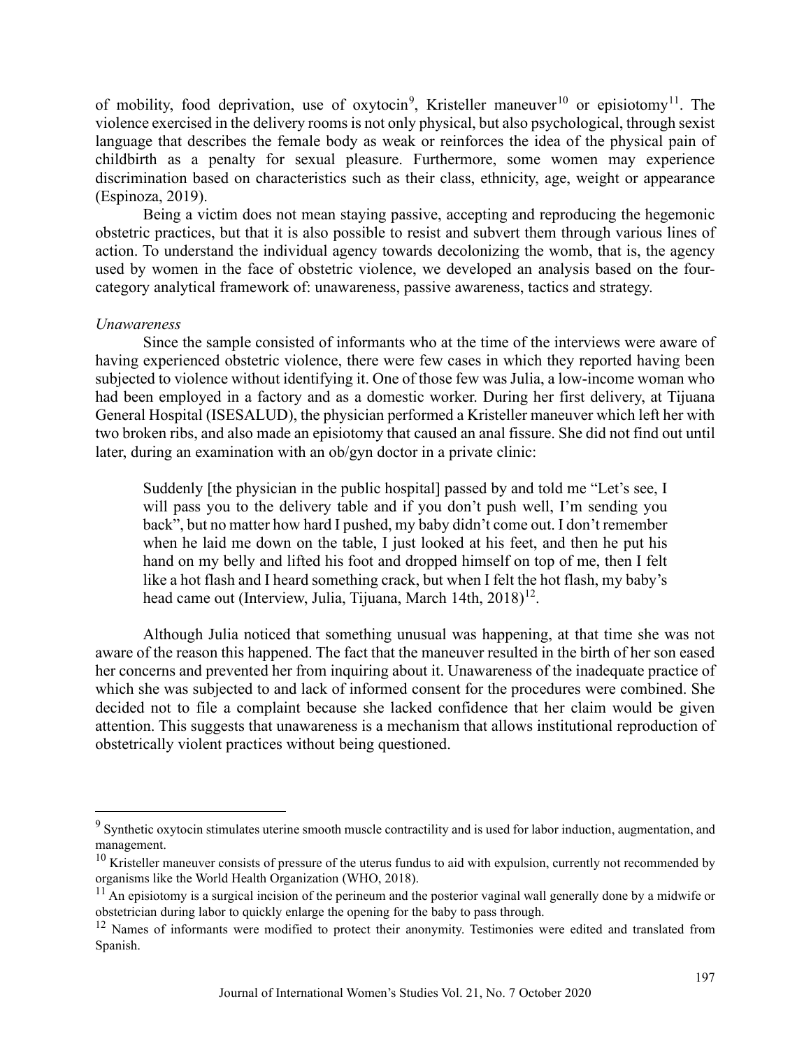of mobility, food deprivation, use of oxytocin[9], Kristeller maneuver[10] or episiotomy[11]. The violence exercised in the delivery rooms is not only physical, but also psychological, through sexist language that describes the female body as weak or reinforces the idea of the physical pain of childbirth as a penalty for sexual pleasure. Furthermore, some women may experience discrimination based on characteristics such as their class, ethnicity, age, weight or appearance (Espinoza, 2019).

Being a victim does not mean staying passive, accepting and reproducing the hegemonic obstetric practices, but that it is also possible to resist and subvert them through various lines of action. To understand the individual agency towards decolonizing the womb, that is, the agency used by women in the face of obstetric violence, we developed an analysis based on the four-category analytical framework of: unawareness, passive awareness, tactics and strategy.

*Unawareness*

Since the sample consisted of informants who at the time of the interviews were aware of having experienced obstetric violence, there were few cases in which they reported having been subjected to violence without identifying it. One of those few was Julia, a low-income woman who had been employed in a factory and as a domestic worker. During her first delivery, at Tijuana General Hospital (ISESALUD), the physician performed a Kristeller maneuver which left her with two broken ribs, and also made an episiotomy that caused an anal fissure. She did not find out until later, during an examination with an ob/gyn doctor in a private clinic:

> Suddenly [the physician in the public hospital] passed by and told me "Let's see, I will pass you to the delivery table and if you don't push well, I'm sending you back", but no matter how hard I pushed, my baby didn't come out. I don't remember when he laid me down on the table, I just looked at his feet, and then he put his hand on my belly and lifted his foot and dropped himself on top of me, then I felt like a hot flash and I heard something crack, but when I felt the hot flash, my baby's head came out (Interview, Julia, Tijuana, March 14th, 2018)[12].

Although Julia noticed that something unusual was happening, at that time she was not aware of the reason this happened. The fact that the maneuver resulted in the birth of her son eased her concerns and prevented her from inquiring about it. Unawareness of the inadequate practice of which she was subjected to and lack of informed consent for the procedures were combined. She decided not to file a complaint because she lacked confidence that her claim would be given attention. This suggests that unawareness is a mechanism that allows institutional reproduction of obstetrically violent practices without being questioned.

---

[9] Synthetic oxytocin stimulates uterine smooth muscle contractility and is used for labor induction, augmentation, and management.

[10] Kristeller maneuver consists of pressure of the uterus fundus to aid with expulsion, currently not recommended by organisms like the World Health Organization (WHO, 2018).

[11] An episiotomy is a surgical incision of the perineum and the posterior vaginal wall generally done by a midwife or obstetrician during labor to quickly enlarge the opening for the baby to pass through.

[12] Names of informants were modified to protect their anonymity. Testimonies were edited and translated from Spanish.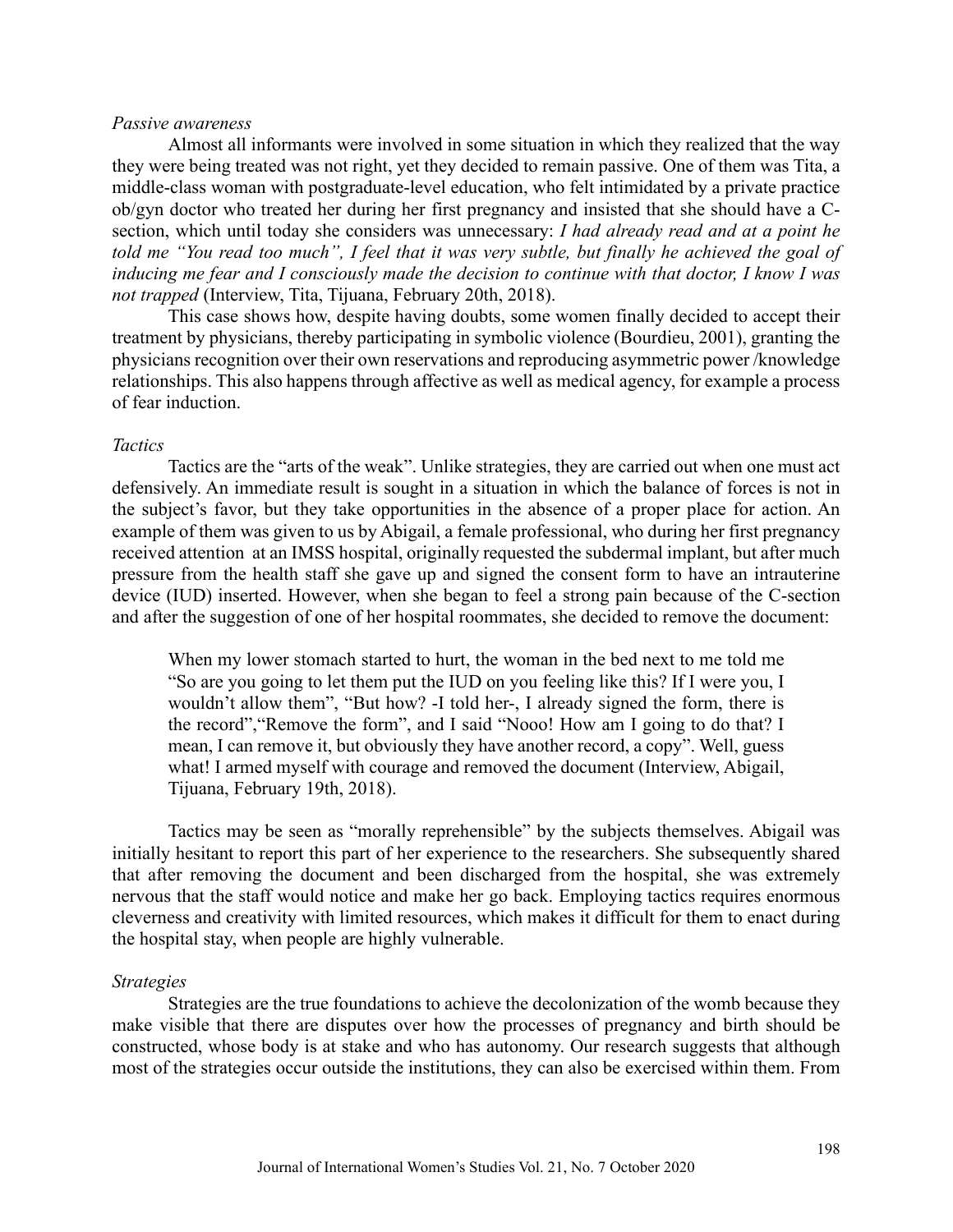*Passive awareness*

Almost all informants were involved in some situation in which they realized that the way they were being treated was not right, yet they decided to remain passive. One of them was Tita, a middle-class woman with postgraduate-level education, who felt intimidated by a private practice ob/gyn doctor who treated her during her first pregnancy and insisted that she should have a C-section, which until today she considers was unnecessary: *I had already read and at a point he told me "You read too much", I feel that it was very subtle, but finally he achieved the goal of inducing me fear and I consciously made the decision to continue with that doctor, I know I was not trapped* (Interview, Tita, Tijuana, February 20th, 2018).

This case shows how, despite having doubts, some women finally decided to accept their treatment by physicians, thereby participating in symbolic violence (Bourdieu, 2001), granting the physicians recognition over their own reservations and reproducing asymmetric power /knowledge relationships. This also happens through affective as well as medical agency, for example a process of fear induction.

*Tactics*

Tactics are the "arts of the weak". Unlike strategies, they are carried out when one must act defensively. An immediate result is sought in a situation in which the balance of forces is not in the subject's favor, but they take opportunities in the absence of a proper place for action. An example of them was given to us by Abigail, a female professional, who during her first pregnancy received attention at an IMSS hospital, originally requested the subdermal implant, but after much pressure from the health staff she gave up and signed the consent form to have an intrauterine device (IUD) inserted. However, when she began to feel a strong pain because of the C-section and after the suggestion of one of her hospital roommates, she decided to remove the document:

> When my lower stomach started to hurt, the woman in the bed next to me told me "So are you going to let them put the IUD on you feeling like this? If I were you, I wouldn't allow them", "But how? -I told her-, I already signed the form, there is the record","Remove the form", and I said "Nooo! How am I going to do that? I mean, I can remove it, but obviously they have another record, a copy". Well, guess what! I armed myself with courage and removed the document (Interview, Abigail, Tijuana, February 19th, 2018).

Tactics may be seen as "morally reprehensible" by the subjects themselves. Abigail was initially hesitant to report this part of her experience to the researchers. She subsequently shared that after removing the document and been discharged from the hospital, she was extremely nervous that the staff would notice and make her go back. Employing tactics requires enormous cleverness and creativity with limited resources, which makes it difficult for them to enact during the hospital stay, when people are highly vulnerable.

*Strategies*

Strategies are the true foundations to achieve the decolonization of the womb because they make visible that there are disputes over how the processes of pregnancy and birth should be constructed, whose body is at stake and who has autonomy. Our research suggests that although most of the strategies occur outside the institutions, they can also be exercised within them. From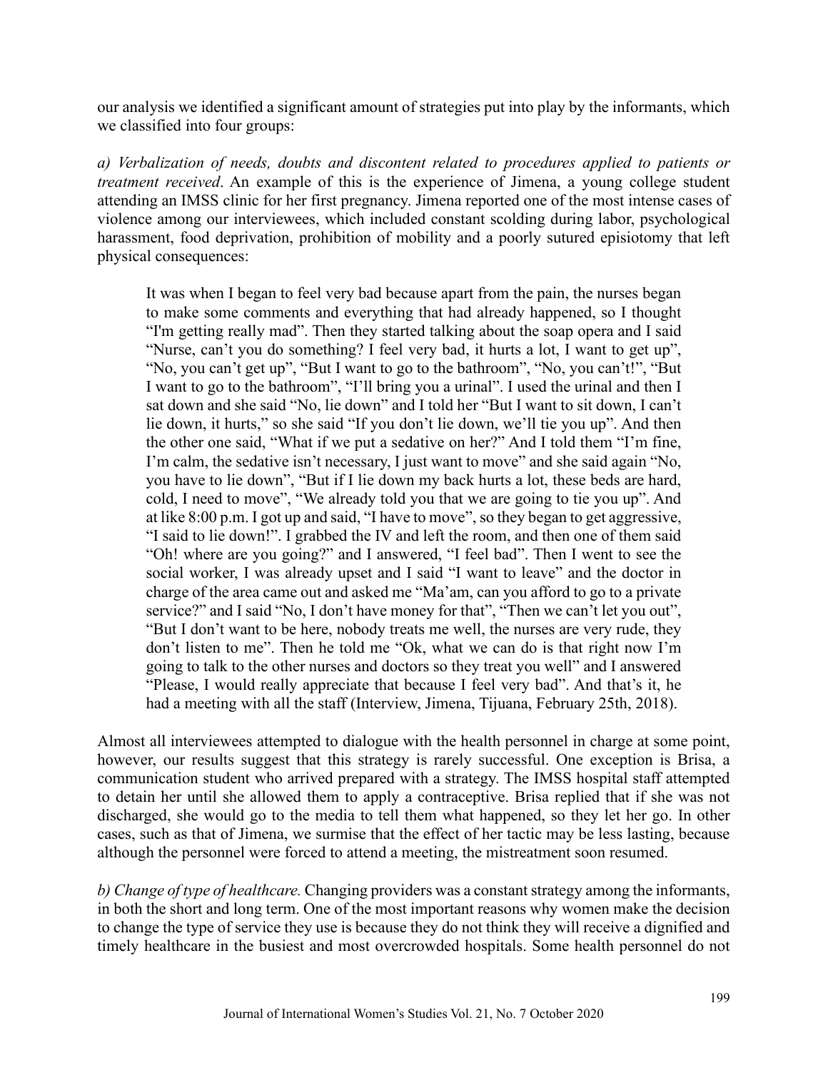our analysis we identified a significant amount of strategies put into play by the informants, which we classified into four groups:

*a) Verbalization of needs, doubts and discontent related to procedures applied to patients or treatment received*. An example of this is the experience of Jimena, a young college student attending an IMSS clinic for her first pregnancy. Jimena reported one of the most intense cases of violence among our interviewees, which included constant scolding during labor, psychological harassment, food deprivation, prohibition of mobility and a poorly sutured episiotomy that left physical consequences:

> It was when I began to feel very bad because apart from the pain, the nurses began to make some comments and everything that had already happened, so I thought "I'm getting really mad". Then they started talking about the soap opera and I said "Nurse, can't you do something? I feel very bad, it hurts a lot, I want to get up", "No, you can't get up", "But I want to go to the bathroom", "No, you can't!", "But I want to go to the bathroom", "I'll bring you a urinal". I used the urinal and then I sat down and she said "No, lie down" and I told her "But I want to sit down, I can't lie down, it hurts," so she said "If you don't lie down, we'll tie you up". And then the other one said, "What if we put a sedative on her?" And I told them "I'm fine, I'm calm, the sedative isn't necessary, I just want to move" and she said again "No, you have to lie down", "But if I lie down my back hurts a lot, these beds are hard, cold, I need to move", "We already told you that we are going to tie you up". And at like 8:00 p.m. I got up and said, "I have to move", so they began to get aggressive, "I said to lie down!". I grabbed the IV and left the room, and then one of them said "Oh! where are you going?" and I answered, "I feel bad". Then I went to see the social worker, I was already upset and I said "I want to leave" and the doctor in charge of the area came out and asked me "Ma'am, can you afford to go to a private service?" and I said "No, I don't have money for that", "Then we can't let you out", "But I don't want to be here, nobody treats me well, the nurses are very rude, they don't listen to me". Then he told me "Ok, what we can do is that right now I'm going to talk to the other nurses and doctors so they treat you well" and I answered "Please, I would really appreciate that because I feel very bad". And that's it, he had a meeting with all the staff (Interview, Jimena, Tijuana, February 25th, 2018).

Almost all interviewees attempted to dialogue with the health personnel in charge at some point, however, our results suggest that this strategy is rarely successful. One exception is Brisa, a communication student who arrived prepared with a strategy. The IMSS hospital staff attempted to detain her until she allowed them to apply a contraceptive. Brisa replied that if she was not discharged, she would go to the media to tell them what happened, so they let her go. In other cases, such as that of Jimena, we surmise that the effect of her tactic may be less lasting, because although the personnel were forced to attend a meeting, the mistreatment soon resumed.

*b) Change of type of healthcare.* Changing providers was a constant strategy among the informants, in both the short and long term. One of the most important reasons why women make the decision to change the type of service they use is because they do not think they will receive a dignified and timely healthcare in the busiest and most overcrowded hospitals. Some health personnel do not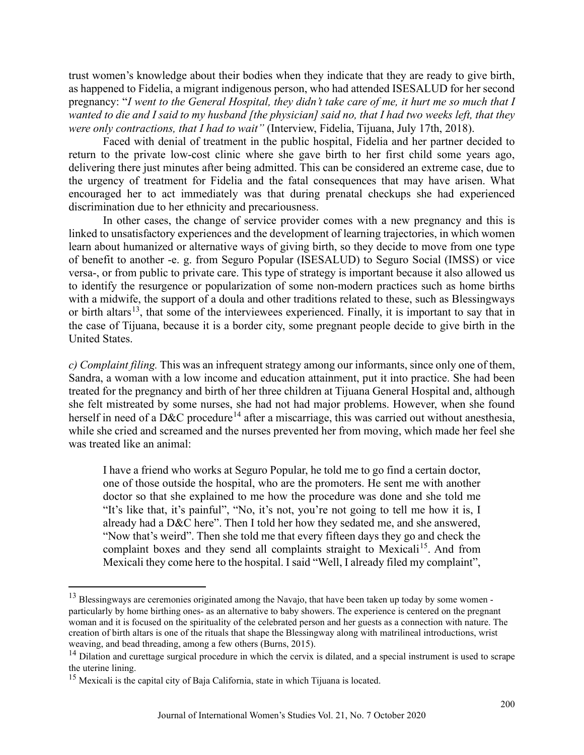trust women's knowledge about their bodies when they indicate that they are ready to give birth, as happened to Fidelia, a migrant indigenous person, who had attended ISESALUD for her second pregnancy: "*I went to the General Hospital, they didn't take care of me, it hurt me so much that I wanted to die and I said to my husband [the physician] said no, that I had two weeks left, that they were only contractions, that I had to wait"* (Interview, Fidelia, Tijuana, July 17th, 2018).

Faced with denial of treatment in the public hospital, Fidelia and her partner decided to return to the private low-cost clinic where she gave birth to her first child some years ago, delivering there just minutes after being admitted. This can be considered an extreme case, due to the urgency of treatment for Fidelia and the fatal consequences that may have arisen. What encouraged her to act immediately was that during prenatal checkups she had experienced discrimination due to her ethnicity and precariousness.

In other cases, the change of service provider comes with a new pregnancy and this is linked to unsatisfactory experiences and the development of learning trajectories, in which women learn about humanized or alternative ways of giving birth, so they decide to move from one type of benefit to another -e. g. from Seguro Popular (ISESALUD) to Seguro Social (IMSS) or vice versa-, or from public to private care. This type of strategy is important because it also allowed us to identify the resurgence or popularization of some non-modern practices such as home births with a midwife, the support of a doula and other traditions related to these, such as Blessingways or birth altars[13], that some of the interviewees experienced. Finally, it is important to say that in the case of Tijuana, because it is a border city, some pregnant people decide to give birth in the United States.

*c) Complaint filing.* This was an infrequent strategy among our informants, since only one of them, Sandra, a woman with a low income and education attainment, put it into practice. She had been treated for the pregnancy and birth of her three children at Tijuana General Hospital and, although she felt mistreated by some nurses, she had not had major problems. However, when she found herself in need of a D&C procedure[14] after a miscarriage, this was carried out without anesthesia, while she cried and screamed and the nurses prevented her from moving, which made her feel she was treated like an animal:

> I have a friend who works at Seguro Popular, he told me to go find a certain doctor, one of those outside the hospital, who are the promoters. He sent me with another doctor so that she explained to me how the procedure was done and she told me "It's like that, it's painful", "No, it's not, you're not going to tell me how it is, I already had a D&C here". Then I told her how they sedated me, and she answered, "Now that's weird". Then she told me that every fifteen days they go and check the complaint boxes and they send all complaints straight to Mexicali[15]. And from Mexicali they come here to the hospital. I said "Well, I already filed my complaint",

---

[13] Blessingways are ceremonies originated among the Navajo, that have been taken up today by some women - particularly by home birthing ones- as an alternative to baby showers. The experience is centered on the pregnant woman and it is focused on the spirituality of the celebrated person and her guests as a connection with nature. The creation of birth altars is one of the rituals that shape the Blessingway along with matrilineal introductions, wrist weaving, and bead threading, among a few others (Burns, 2015).

[14] Dilation and curettage surgical procedure in which the cervix is dilated, and a special instrument is used to scrape the uterine lining.

[15] Mexicali is the capital city of Baja California, state in which Tijuana is located.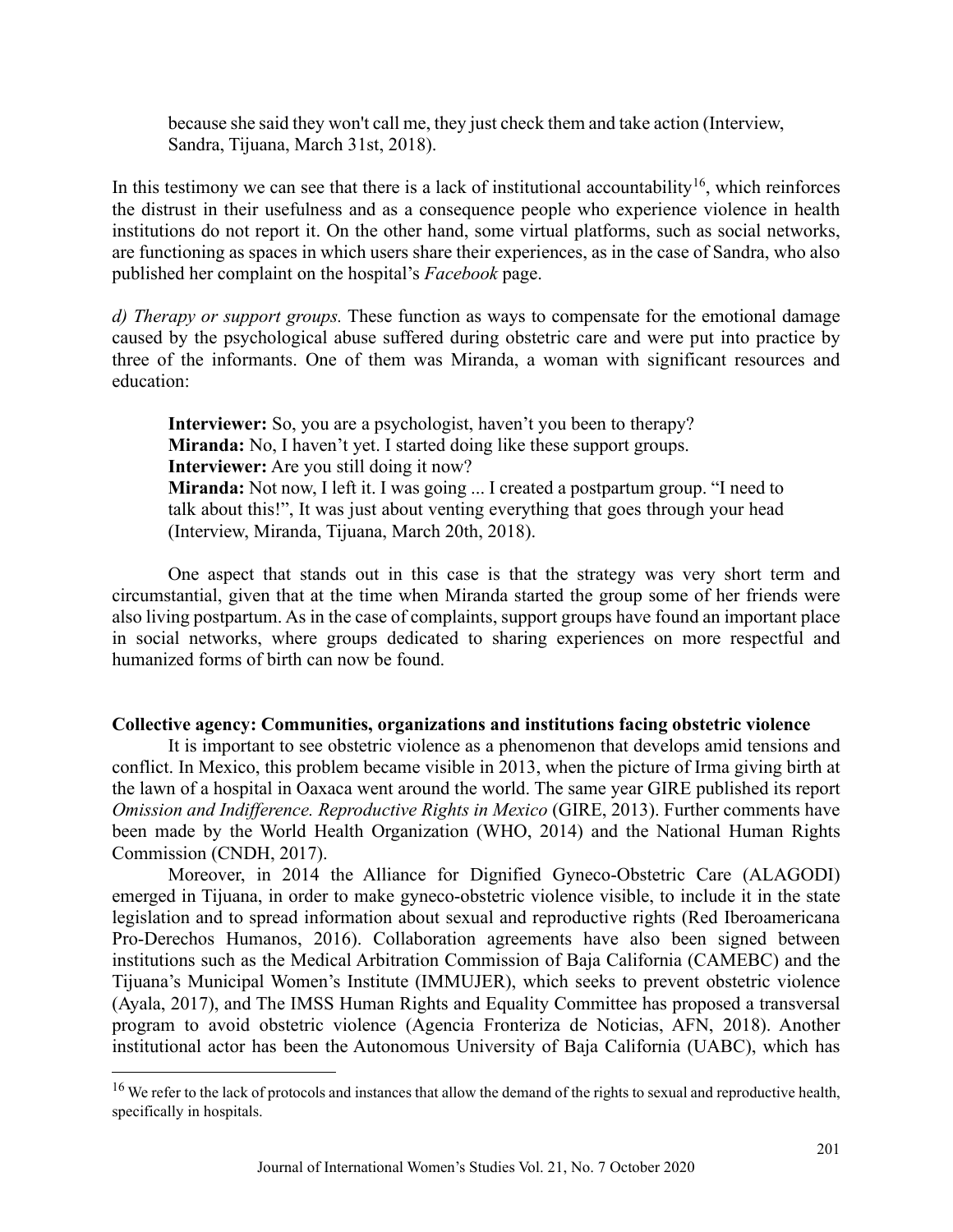> because she said they won't call me, they just check them and take action (Interview, Sandra, Tijuana, March 31st, 2018).

In this testimony we can see that there is a lack of institutional accountability[16], which reinforces the distrust in their usefulness and as a consequence people who experience violence in health institutions do not report it. On the other hand, some virtual platforms, such as social networks, are functioning as spaces in which users share their experiences, as in the case of Sandra, who also published her complaint on the hospital's *Facebook* page.

*d) Therapy or support groups.* These function as ways to compensate for the emotional damage caused by the psychological abuse suffered during obstetric care and were put into practice by three of the informants. One of them was Miranda, a woman with significant resources and education:

> **Interviewer:** So, you are a psychologist, haven't you been to therapy?
> **Miranda:** No, I haven't yet. I started doing like these support groups.
> **Interviewer:** Are you still doing it now?
> **Miranda:** Not now, I left it. I was going ... I created a postpartum group. "I need to talk about this!", It was just about venting everything that goes through your head (Interview, Miranda, Tijuana, March 20th, 2018).

One aspect that stands out in this case is that the strategy was very short term and circumstantial, given that at the time when Miranda started the group some of her friends were also living postpartum. As in the case of complaints, support groups have found an important place in social networks, where groups dedicated to sharing experiences on more respectful and humanized forms of birth can now be found.

**Collective agency: Communities, organizations and institutions facing obstetric violence**

It is important to see obstetric violence as a phenomenon that develops amid tensions and conflict. In Mexico, this problem became visible in 2013, when the picture of Irma giving birth at the lawn of a hospital in Oaxaca went around the world. The same year GIRE published its report *Omission and Indifference. Reproductive Rights in Mexico* (GIRE, 2013). Further comments have been made by the World Health Organization (WHO, 2014) and the National Human Rights Commission (CNDH, 2017).

Moreover, in 2014 the Alliance for Dignified Gyneco-Obstetric Care (ALAGODI) emerged in Tijuana, in order to make gyneco-obstetric violence visible, to include it in the state legislation and to spread information about sexual and reproductive rights (Red Iberoamericana Pro-Derechos Humanos, 2016). Collaboration agreements have also been signed between institutions such as the Medical Arbitration Commission of Baja California (CAMEBC) and the Tijuana's Municipal Women's Institute (IMMUJER), which seeks to prevent obstetric violence (Ayala, 2017), and The IMSS Human Rights and Equality Committee has proposed a transversal program to avoid obstetric violence (Agencia Fronteriza de Noticias, AFN, 2018). Another institutional actor has been the Autonomous University of Baja California (UABC), which has

[16] We refer to the lack of protocols and instances that allow the demand of the rights to sexual and reproductive health, specifically in hospitals.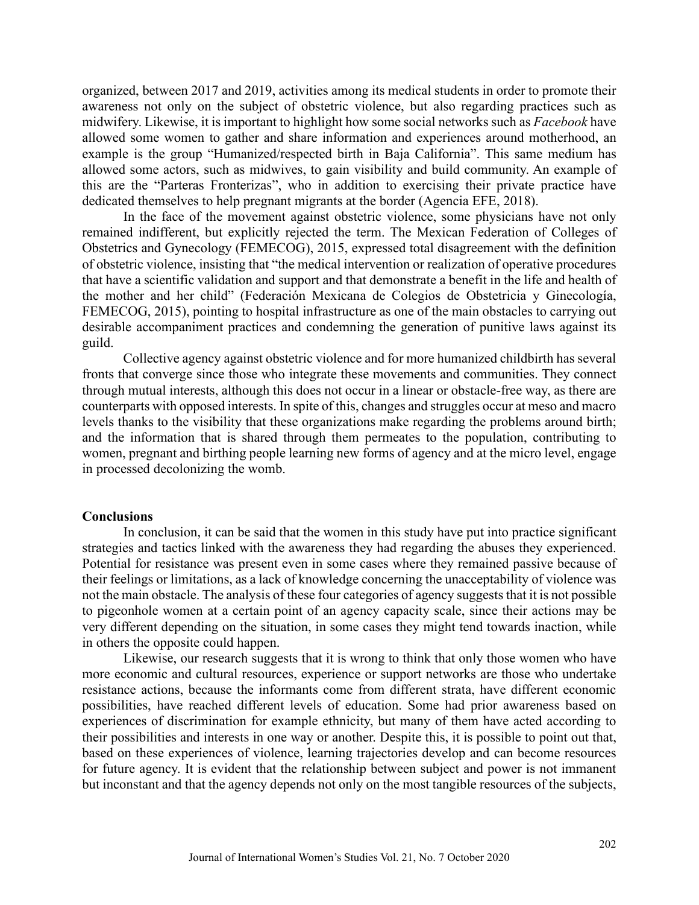organized, between 2017 and 2019, activities among its medical students in order to promote their awareness not only on the subject of obstetric violence, but also regarding practices such as midwifery. Likewise, it is important to highlight how some social networks such as *Facebook* have allowed some women to gather and share information and experiences around motherhood, an example is the group "Humanized/respected birth in Baja California". This same medium has allowed some actors, such as midwives, to gain visibility and build community. An example of this are the "Parteras Fronterizas", who in addition to exercising their private practice have dedicated themselves to help pregnant migrants at the border (Agencia EFE, 2018).

In the face of the movement against obstetric violence, some physicians have not only remained indifferent, but explicitly rejected the term. The Mexican Federation of Colleges of Obstetrics and Gynecology (FEMECOG), 2015, expressed total disagreement with the definition of obstetric violence, insisting that "the medical intervention or realization of operative procedures that have a scientific validation and support and that demonstrate a benefit in the life and health of the mother and her child" (Federación Mexicana de Colegios de Obstetricia y Ginecología, FEMECOG, 2015), pointing to hospital infrastructure as one of the main obstacles to carrying out desirable accompaniment practices and condemning the generation of punitive laws against its guild.

Collective agency against obstetric violence and for more humanized childbirth has several fronts that converge since those who integrate these movements and communities. They connect through mutual interests, although this does not occur in a linear or obstacle-free way, as there are counterparts with opposed interests. In spite of this, changes and struggles occur at meso and macro levels thanks to the visibility that these organizations make regarding the problems around birth; and the information that is shared through them permeates to the population, contributing to women, pregnant and birthing people learning new forms of agency and at the micro level, engage in processed decolonizing the womb.

## Conclusions

In conclusion, it can be said that the women in this study have put into practice significant strategies and tactics linked with the awareness they had regarding the abuses they experienced. Potential for resistance was present even in some cases where they remained passive because of their feelings or limitations, as a lack of knowledge concerning the unacceptability of violence was not the main obstacle. The analysis of these four categories of agency suggests that it is not possible to pigeonhole women at a certain point of an agency capacity scale, since their actions may be very different depending on the situation, in some cases they might tend towards inaction, while in others the opposite could happen.

Likewise, our research suggests that it is wrong to think that only those women who have more economic and cultural resources, experience or support networks are those who undertake resistance actions, because the informants come from different strata, have different economic possibilities, have reached different levels of education. Some had prior awareness based on experiences of discrimination for example ethnicity, but many of them have acted according to their possibilities and interests in one way or another. Despite this, it is possible to point out that, based on these experiences of violence, learning trajectories develop and can become resources for future agency. It is evident that the relationship between subject and power is not immanent but inconstant and that the agency depends not only on the most tangible resources of the subjects,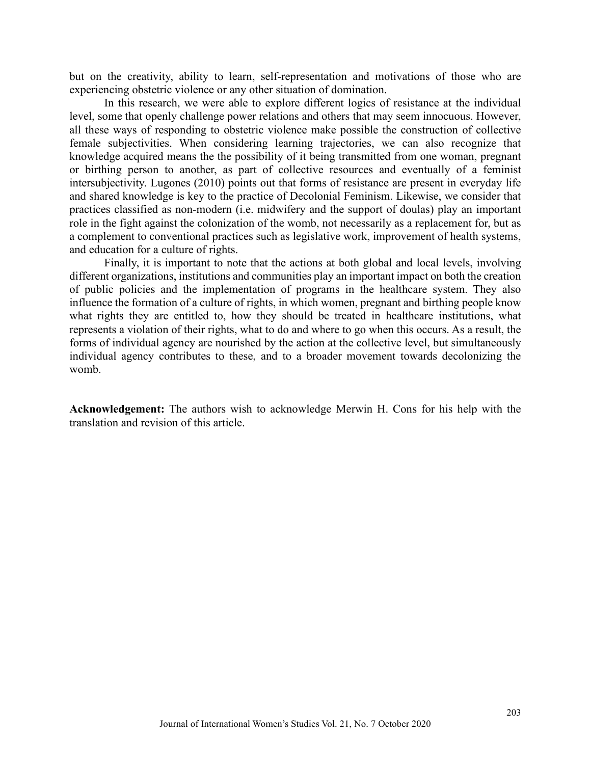but on the creativity, ability to learn, self-representation and motivations of those who are experiencing obstetric violence or any other situation of domination.

In this research, we were able to explore different logics of resistance at the individual level, some that openly challenge power relations and others that may seem innocuous. However, all these ways of responding to obstetric violence make possible the construction of collective female subjectivities. When considering learning trajectories, we can also recognize that knowledge acquired means the the possibility of it being transmitted from one woman, pregnant or birthing person to another, as part of collective resources and eventually of a feminist intersubjectivity. Lugones (2010) points out that forms of resistance are present in everyday life and shared knowledge is key to the practice of Decolonial Feminism. Likewise, we consider that practices classified as non-modern (i.e. midwifery and the support of doulas) play an important role in the fight against the colonization of the womb, not necessarily as a replacement for, but as a complement to conventional practices such as legislative work, improvement of health systems, and education for a culture of rights.

Finally, it is important to note that the actions at both global and local levels, involving different organizations, institutions and communities play an important impact on both the creation of public policies and the implementation of programs in the healthcare system. They also influence the formation of a culture of rights, in which women, pregnant and birthing people know what rights they are entitled to, how they should be treated in healthcare institutions, what represents a violation of their rights, what to do and where to go when this occurs. As a result, the forms of individual agency are nourished by the action at the collective level, but simultaneously individual agency contributes to these, and to a broader movement towards decolonizing the womb.

**Acknowledgement:** The authors wish to acknowledge Merwin H. Cons for his help with the translation and revision of this article.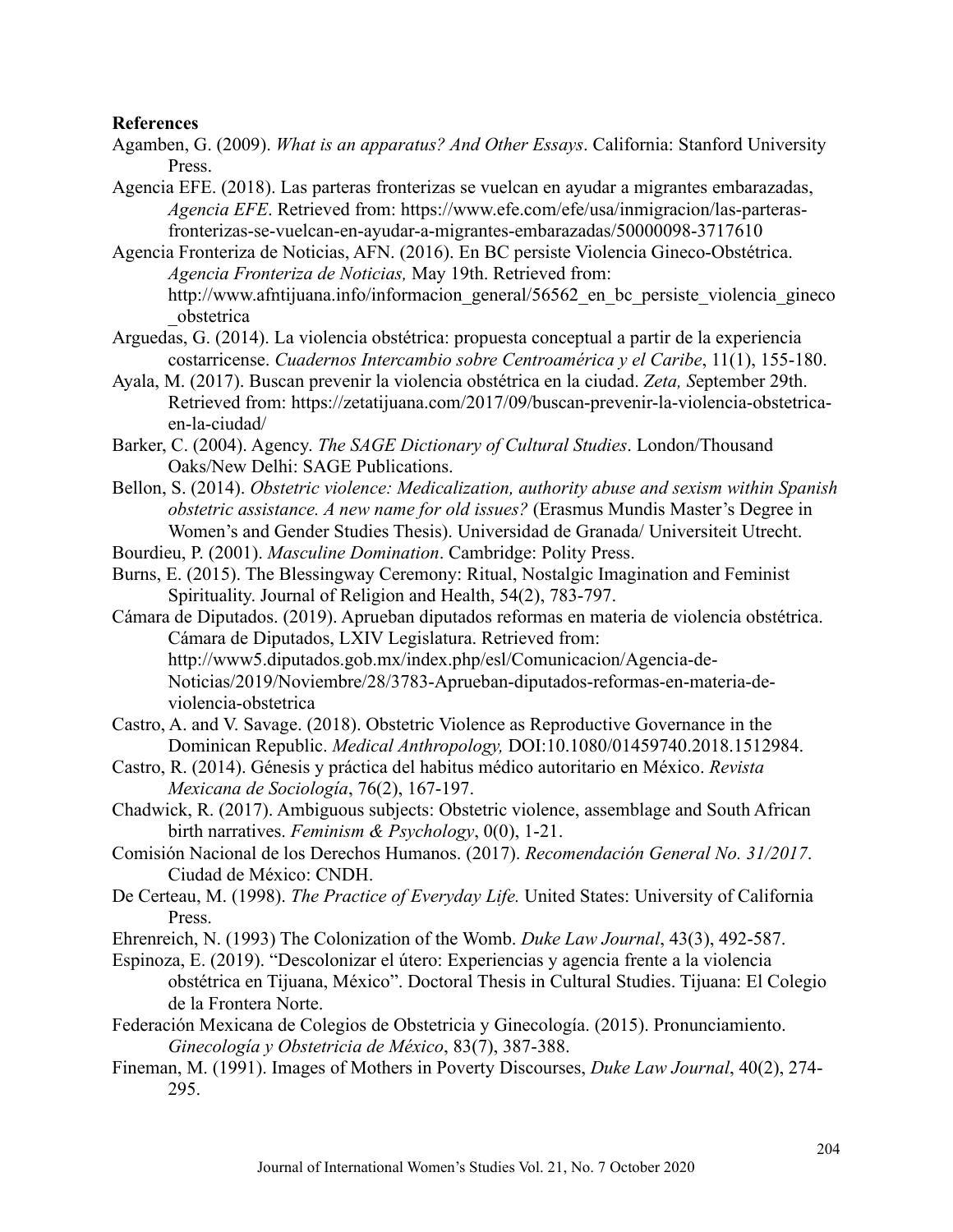**References**

Agamben, G. (2009). *What is an apparatus? And Other Essays*. California: Stanford University Press.

Agencia EFE. (2018). Las parteras fronterizas se vuelcan en ayudar a migrantes embarazadas, *Agencia EFE*. Retrieved from: https://www.efe.com/efe/usa/inmigracion/las-parteras-fronterizas-se-vuelcan-en-ayudar-a-migrantes-embarazadas/50000098-3717610

Agencia Fronteriza de Noticias, AFN. (2016). En BC persiste Violencia Gineco-Obstétrica. *Agencia Fronteriza de Noticias,* May 19th. Retrieved from: http://www.afntijuana.info/informacion_general/56562_en_bc_persiste_violencia_gineco_obstetrica

Arguedas, G. (2014). La violencia obstétrica: propuesta conceptual a partir de la experiencia costarricense. *Cuadernos Intercambio sobre Centroamérica y el Caribe*, 11(1), 155-180.

Ayala, M. (2017). Buscan prevenir la violencia obstétrica en la ciudad. *Zeta, S*eptember 29th. Retrieved from: https://zetatijuana.com/2017/09/buscan-prevenir-la-violencia-obstetrica-en-la-ciudad/

Barker, C. (2004). Agency. *The SAGE Dictionary of Cultural Studies*. London/Thousand Oaks/New Delhi: SAGE Publications.

Bellon, S. (2014). *Obstetric violence: Medicalization, authority abuse and sexism within Spanish obstetric assistance. A new name for old issues?* (Erasmus Mundis Master's Degree in Women's and Gender Studies Thesis). Universidad de Granada/ Universiteit Utrecht.

Bourdieu, P. (2001). *Masculine Domination*. Cambridge: Polity Press.

Burns, E. (2015). The Blessingway Ceremony: Ritual, Nostalgic Imagination and Feminist Spirituality. Journal of Religion and Health, 54(2), 783-797.

Cámara de Diputados. (2019). Aprueban diputados reformas en materia de violencia obstétrica. Cámara de Diputados, LXIV Legislatura. Retrieved from: http://www5.diputados.gob.mx/index.php/esl/Comunicacion/Agencia-de-Noticias/2019/Noviembre/28/3783-Aprueban-diputados-reformas-en-materia-de-violencia-obstetrica

Castro, A. and V. Savage. (2018). Obstetric Violence as Reproductive Governance in the Dominican Republic. *Medical Anthropology,* DOI:10.1080/01459740.2018.1512984.

Castro, R. (2014). Génesis y práctica del habitus médico autoritario en México. *Revista Mexicana de Sociología*, 76(2), 167-197.

Chadwick, R. (2017). Ambiguous subjects: Obstetric violence, assemblage and South African birth narratives. *Feminism & Psychology*, 0(0), 1-21.

Comisión Nacional de los Derechos Humanos. (2017). *Recomendación General No. 31/2017*. Ciudad de México: CNDH.

De Certeau, M. (1998). *The Practice of Everyday Life.* United States: University of California Press.

Ehrenreich, N. (1993) The Colonization of the Womb. *Duke Law Journal*, 43(3), 492-587.

Espinoza, E. (2019). "Descolonizar el útero: Experiencias y agencia frente a la violencia obstétrica en Tijuana, México". Doctoral Thesis in Cultural Studies. Tijuana: El Colegio de la Frontera Norte.

Federación Mexicana de Colegios de Obstetricia y Ginecología. (2015). Pronunciamiento. *Ginecología y Obstetricia de México*, 83(7), 387-388.

Fineman, M. (1991). Images of Mothers in Poverty Discourses, *Duke Law Journal*, 40(2), 274-295.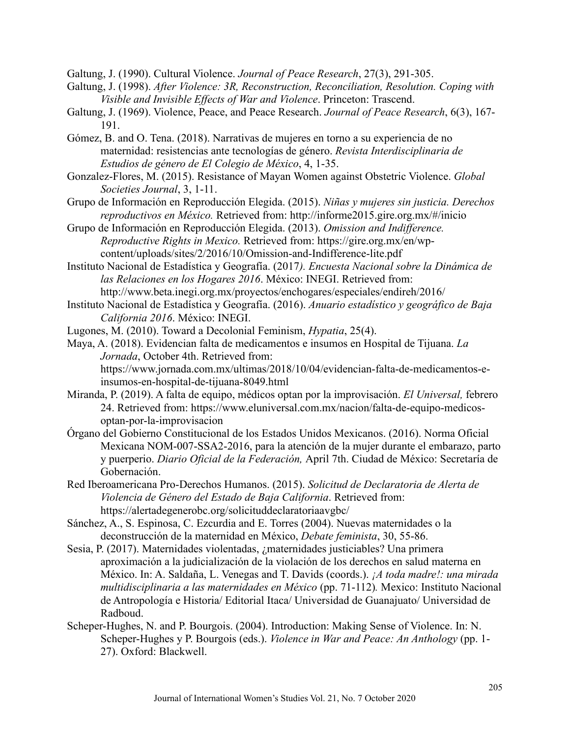Galtung, J. (1990). Cultural Violence. *Journal of Peace Research*, 27(3), 291-305.

Galtung, J. (1998). *After Violence: 3R, Reconstruction, Reconciliation, Resolution. Coping with Visible and Invisible Effects of War and Violence*. Princeton: Trascend.

Galtung, J. (1969). Violence, Peace, and Peace Research. *Journal of Peace Research*, 6(3), 167-191.

Gómez, B. and O. Tena. (2018). Narrativas de mujeres en torno a su experiencia de no maternidad: resistencias ante tecnologías de género. *Revista Interdisciplinaria de Estudios de género de El Colegio de México*, 4, 1-35.

Gonzalez-Flores, M. (2015). Resistance of Mayan Women against Obstetric Violence. *Global Societies Journal*, 3, 1-11.

Grupo de Información en Reproducción Elegida. (2015). *Niñas y mujeres sin justicia. Derechos reproductivos en México.* Retrieved from: http://informe2015.gire.org.mx/#/inicio

Grupo de Información en Reproducción Elegida. (2013). *Omission and Indifference. Reproductive Rights in Mexico.* Retrieved from: https://gire.org.mx/en/wp-content/uploads/sites/2/2016/10/Omission-and-Indifference-lite.pdf

Instituto Nacional de Estadística y Geografía. (2017*). Encuesta Nacional sobre la Dinámica de las Relaciones en los Hogares 2016*. México: INEGI. Retrieved from: http://www.beta.inegi.org.mx/proyectos/enchogares/especiales/endireh/2016/

Instituto Nacional de Estadística y Geografía. (2016). *Anuario estadístico y geográfico de Baja California 2016*. México: INEGI.

Lugones, M. (2010). Toward a Decolonial Feminism, *Hypatia*, 25(4).

Maya, A. (2018). Evidencian falta de medicamentos e insumos en Hospital de Tijuana. *La Jornada*, October 4th. Retrieved from: https://www.jornada.com.mx/ultimas/2018/10/04/evidencian-falta-de-medicamentos-e-insumos-en-hospital-de-tijuana-8049.html

Miranda, P. (2019). A falta de equipo, médicos optan por la improvisación. *El Universal,* febrero 24. Retrieved from: https://www.eluniversal.com.mx/nacion/falta-de-equipo-medicos-optan-por-la-improvisacion

Órgano del Gobierno Constitucional de los Estados Unidos Mexicanos. (2016). Norma Oficial Mexicana NOM-007-SSA2-2016, para la atención de la mujer durante el embarazo, parto y puerperio. *Diario Oficial de la Federación,* April 7th. Ciudad de México: Secretaría de Gobernación.

Red Iberoamericana Pro-Derechos Humanos. (2015). *Solicitud de Declaratoria de Alerta de Violencia de Género del Estado de Baja California*. Retrieved from: https://alertadegenerobc.org/solicituddeclaratoriaavgbc/

Sánchez, A., S. Espinosa, C. Ezcurdia and E. Torres (2004). Nuevas maternidades o la deconstrucción de la maternidad en México, *Debate feminista*, 30, 55-86.

Sesia, P. (2017). Maternidades violentadas, ¿maternidades justiciables? Una primera aproximación a la judicialización de la violación de los derechos en salud materna en México. In: A. Saldaña, L. Venegas and T. Davids (coords.). *¡A toda madre!: una mirada multidisciplinaria a las maternidades en México* (pp. 71-112)*.* Mexico: Instituto Nacional de Antropología e Historia/ Editorial Itaca/ Universidad de Guanajuato/ Universidad de Radboud.

Scheper-Hughes, N. and P. Bourgois. (2004). Introduction: Making Sense of Violence. In: N. Scheper-Hughes y P. Bourgois (eds.). *Violence in War and Peace: An Anthology* (pp. 1-27). Oxford: Blackwell.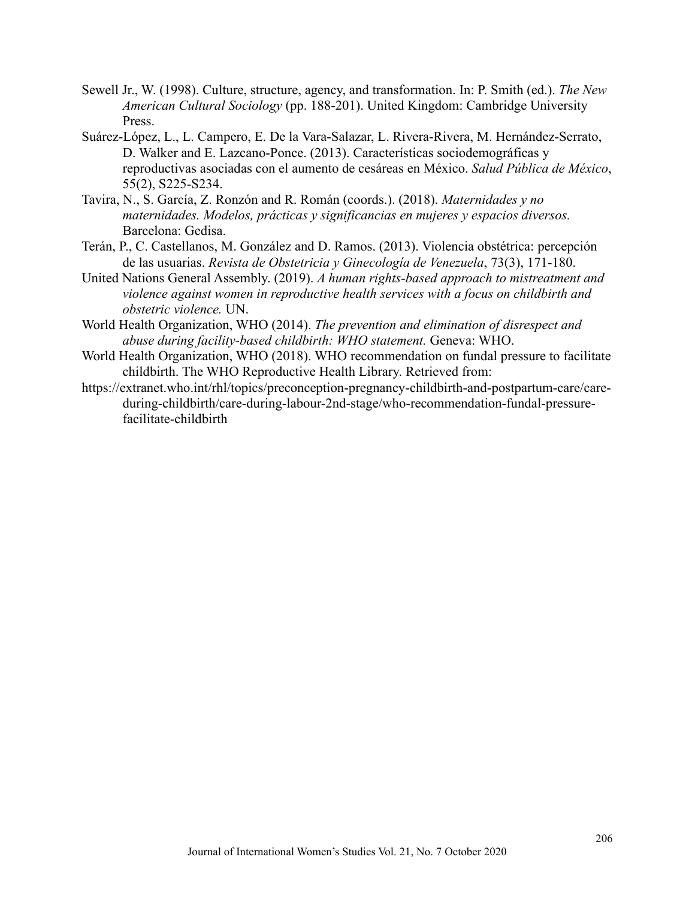Sewell Jr., W. (1998). Culture, structure, agency, and transformation. In: P. Smith (ed.). *The New American Cultural Sociology* (pp. 188-201). United Kingdom: Cambridge University Press.

Suárez-López, L., L. Campero, E. De la Vara-Salazar, L. Rivera-Rivera, M. Hernández-Serrato, D. Walker and E. Lazcano-Ponce. (2013). Características sociodemográficas y reproductivas asociadas con el aumento de cesáreas en México. *Salud Pública de México*, 55(2), S225-S234.

Tavira, N., S. García, Z. Ronzón and R. Román (coords.). (2018). *Maternidades y no maternidades. Modelos, prácticas y significancias en mujeres y espacios diversos.* Barcelona: Gedisa.

Terán, P., C. Castellanos, M. González and D. Ramos. (2013). Violencia obstétrica: percepción de las usuarias. *Revista de Obstetricia y Ginecología de Venezuela*, 73(3), 171-180.

United Nations General Assembly. (2019). *A human rights-based approach to mistreatment and violence against women in reproductive health services with a focus on childbirth and obstetric violence.* UN.

World Health Organization, WHO (2014). *The prevention and elimination of disrespect and abuse during facility-based childbirth: WHO statement.* Geneva: WHO.

World Health Organization, WHO (2018). WHO recommendation on fundal pressure to facilitate childbirth. The WHO Reproductive Health Library. Retrieved from: https://extranet.who.int/rhl/topics/preconception-pregnancy-childbirth-and-postpartum-care/care-during-childbirth/care-during-labour-2nd-stage/who-recommendation-fundal-pressure-facilitate-childbirth